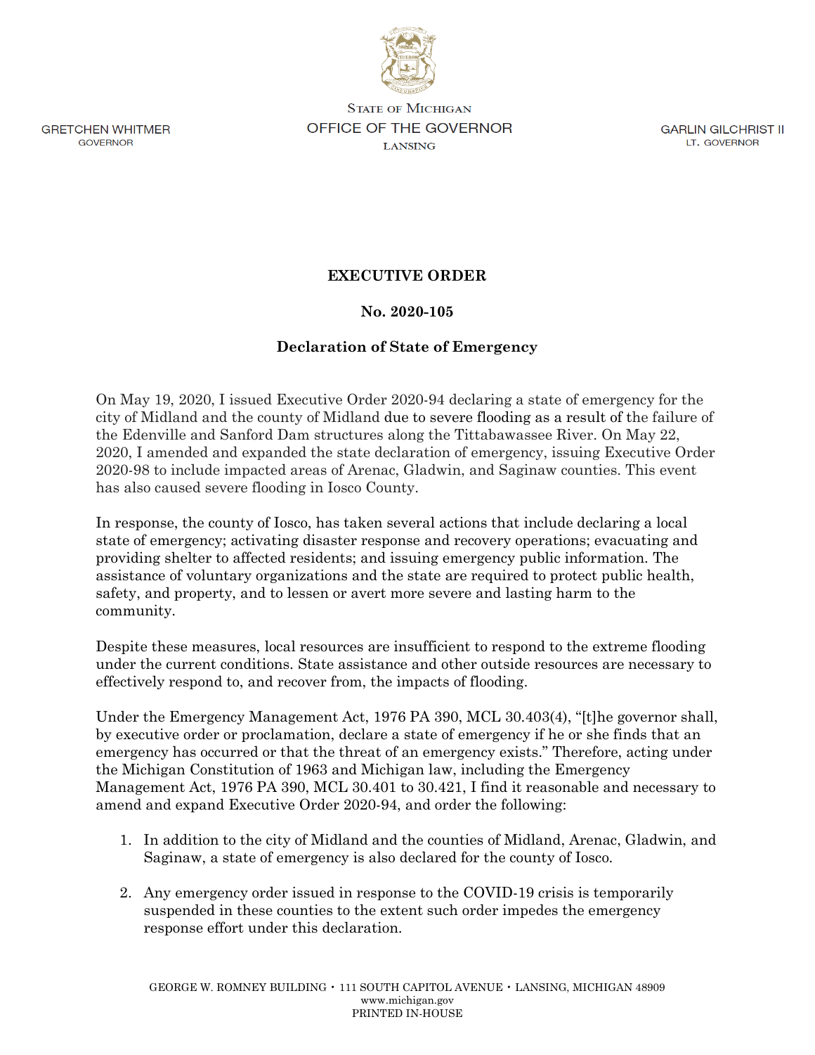STATE OF MICHIGAN
OFFICE OF THE GOVERNOR
LANSING

GRETCHEN WHITMER
GOVERNOR

GARLIN GILCHRIST II
LT. GOVERNOR

**EXECUTIVE ORDER**

**No. 2020-105**

**Declaration of State of Emergency**

On May 19, 2020, I issued Executive Order 2020-94 declaring a state of emergency for the city of Midland and the county of Midland due to severe flooding as a result of the failure of the Edenville and Sanford Dam structures along the Tittabawassee River. On May 22, 2020, I amended and expanded the state declaration of emergency, issuing Executive Order 2020-98 to include impacted areas of Arenac, Gladwin, and Saginaw counties. This event has also caused severe flooding in Iosco County.

In response, the county of Iosco, has taken several actions that include declaring a local state of emergency; activating disaster response and recovery operations; evacuating and providing shelter to affected residents; and issuing emergency public information. The assistance of voluntary organizations and the state are required to protect public health, safety, and property, and to lessen or avert more severe and lasting harm to the community.

Despite these measures, local resources are insufficient to respond to the extreme flooding under the current conditions. State assistance and other outside resources are necessary to effectively respond to, and recover from, the impacts of flooding.

Under the Emergency Management Act, 1976 PA 390, MCL 30.403(4), "[t]he governor shall, by executive order or proclamation, declare a state of emergency if he or she finds that an emergency has occurred or that the threat of an emergency exists." Therefore, acting under the Michigan Constitution of 1963 and Michigan law, including the Emergency Management Act, 1976 PA 390, MCL 30.401 to 30.421, I find it reasonable and necessary to amend and expand Executive Order 2020-94, and order the following:

1. In addition to the city of Midland and the counties of Midland, Arenac, Gladwin, and Saginaw, a state of emergency is also declared for the county of Iosco.

2. Any emergency order issued in response to the COVID-19 crisis is temporarily suspended in these counties to the extent such order impedes the emergency response effort under this declaration.

GEORGE W. ROMNEY BUILDING • 111 SOUTH CAPITOL AVENUE • LANSING, MICHIGAN 48909
www.michigan.gov
PRINTED IN-HOUSE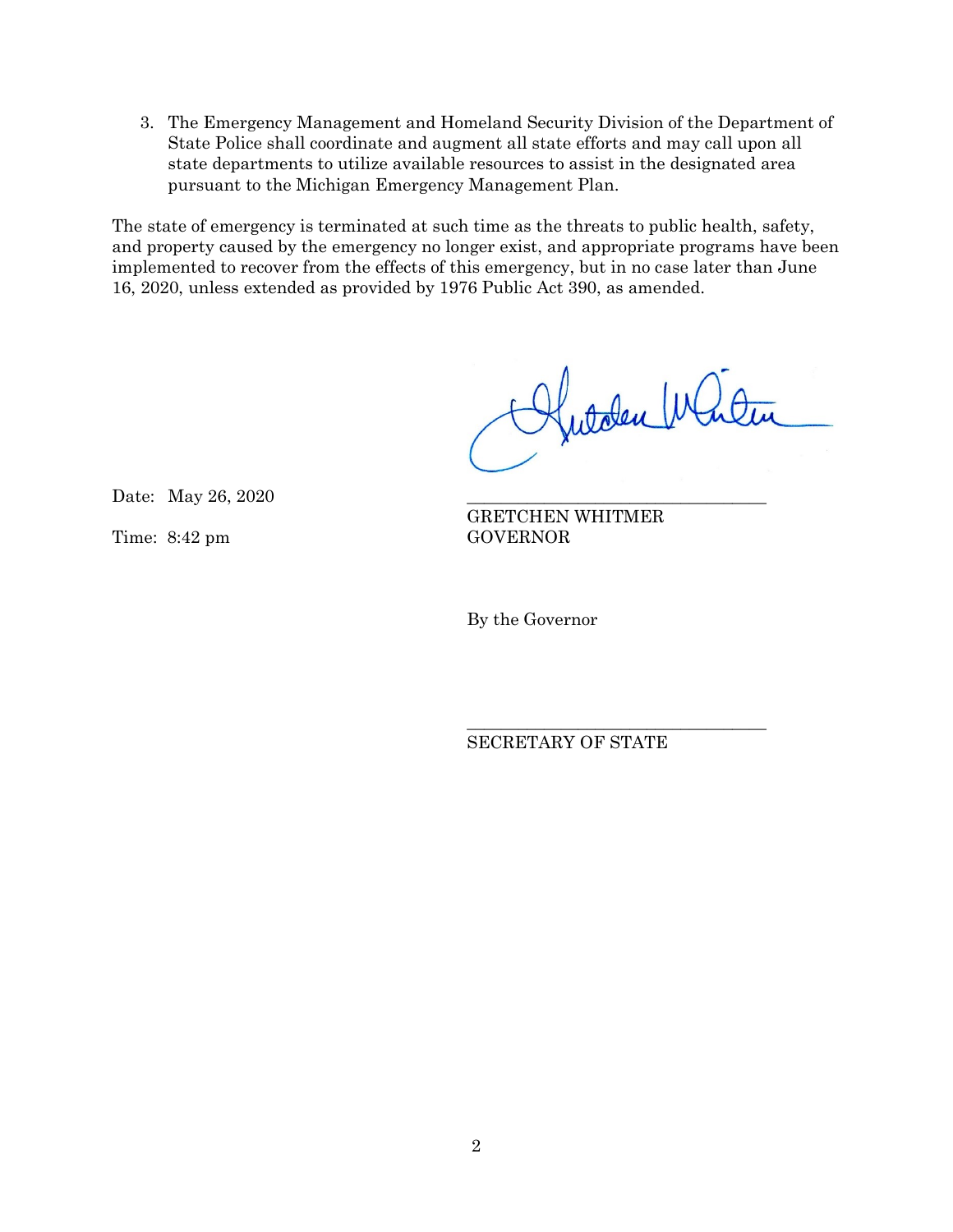3. The Emergency Management and Homeland Security Division of the Department of State Police shall coordinate and augment all state efforts and may call upon all state departments to utilize available resources to assist in the designated area pursuant to the Michigan Emergency Management Plan.

The state of emergency is terminated at such time as the threats to public health, safety, and property caused by the emergency no longer exist, and appropriate programs have been implemented to recover from the effects of this emergency, but in no case later than June 16, 2020, unless extended as provided by 1976 Public Act 390, as amended.

Date: May 26, 2020

Time: 8:42 pm

GRETCHEN WHITMER
GOVERNOR

By the Governor

SECRETARY OF STATE